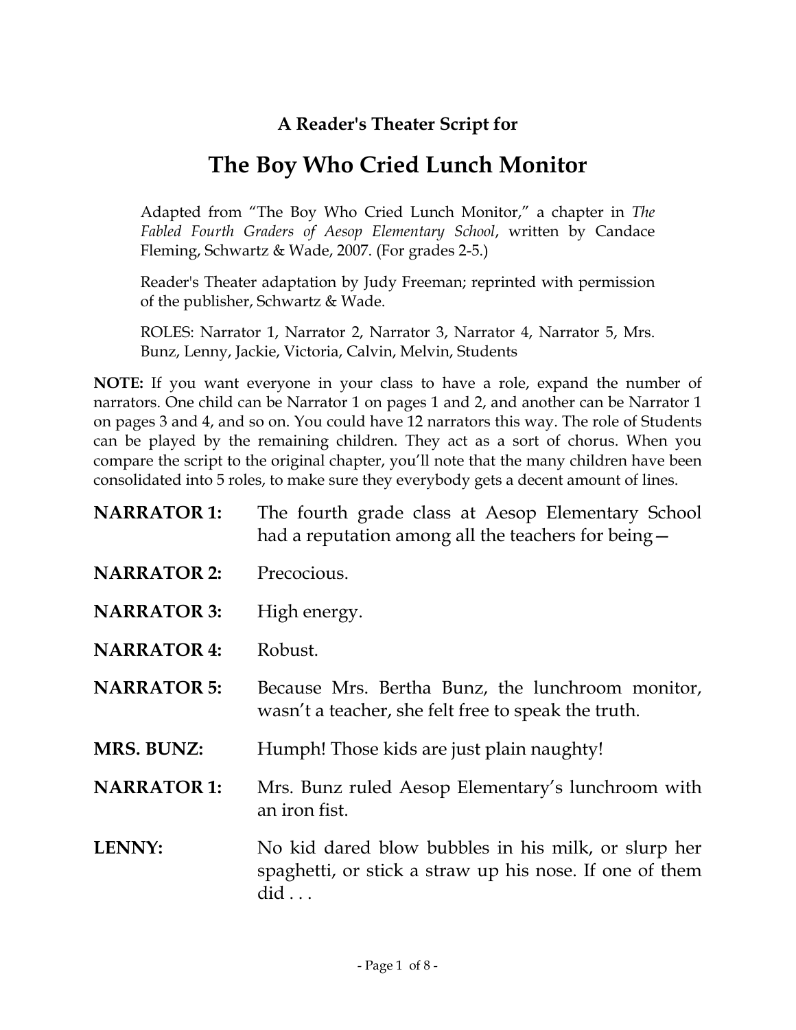### A Reader's Theater Script for

# The Boy Who Cried Lunch Monitor

Adapted from "The Boy Who Cried Lunch Monitor," a chapter in *The Fabled Fourth Graders of Aesop Elementary School*, written by Candace Fleming, Schwartz & Wade, 2007. (For grades 2-5.)

Reader's Theater adaptation by Judy Freeman; reprinted with permission of the publisher, Schwartz & Wade.

ROLES: Narrator 1, Narrator 2, Narrator 3, Narrator 4, Narrator 5, Mrs. Bunz, Lenny, Jackie, Victoria, Calvin, Melvin, Students

**NOTE:** If you want everyone in your class to have a role, expand the number of narrators. One child can be Narrator 1 on pages 1 and 2, and another can be Narrator 1 on pages 3 and 4, and so on. You could have 12 narrators this way. The role of Students can be played by the remaining children. They act as a sort of chorus. When you compare the script to the original chapter, you'll note that the many children have been consolidated into 5 roles, to make sure they everybody gets a decent amount of lines.

**NARRATOR 1:** The fourth grade class at Aesop Elementary School had a reputation among all the teachers for being—

**NARRATOR 2:** Precocious.

**NARRATOR 3:** High energy.

**NARRATOR 4:** Robust.

**NARRATOR 5:** Because Mrs. Bertha Bunz, the lunchroom monitor, wasn't a teacher, she felt free to speak the truth.

**MRS. BUNZ:** Humph! Those kids are just plain naughty!

**NARRATOR 1:** Mrs. Bunz ruled Aesop Elementary's lunchroom with an iron fist.

**LENNY:** No kid dared blow bubbles in his milk, or slurp her spaghetti, or stick a straw up his nose. If one of them did . . .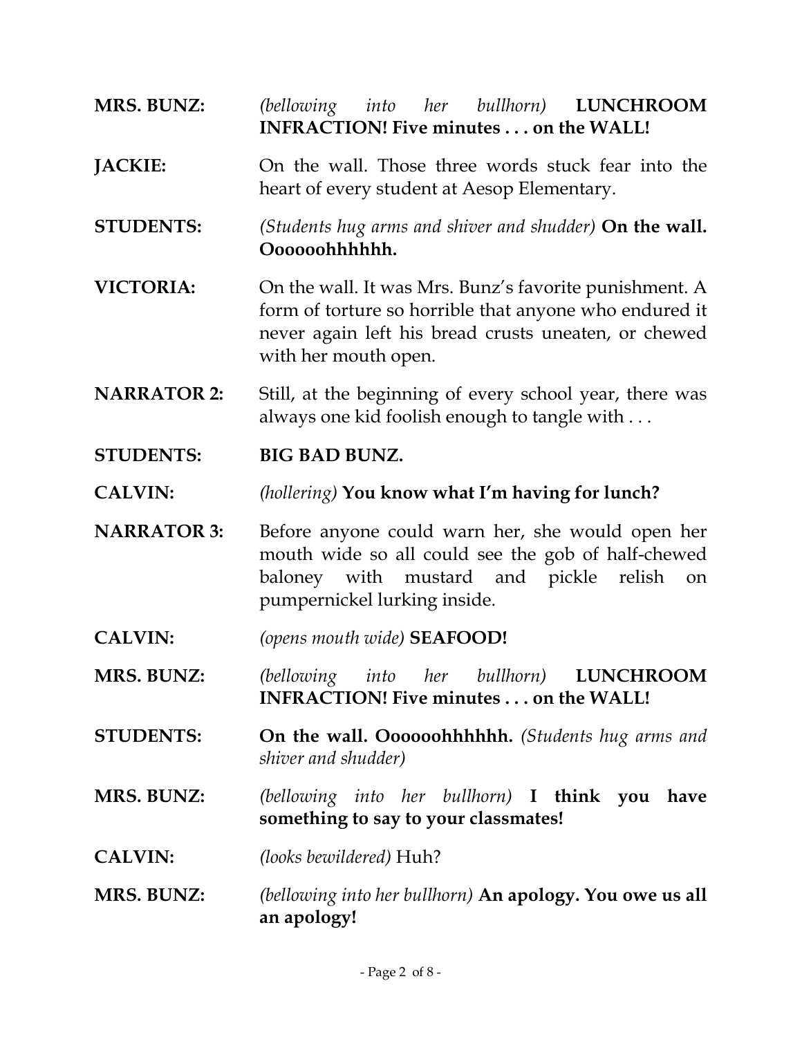**MRS. BUNZ:** *(bellowing into her bullhorn)* **LUNCHROOM INFRACTION! Five minutes . . . on the WALL!**

**JACKIE:** On the wall. Those three words stuck fear into the heart of every student at Aesop Elementary.

**STUDENTS:** *(Students hug arms and shiver and shudder)* **On the wall. Oooooohhhhhh.**

**VICTORIA:** On the wall. It was Mrs. Bunz's favorite punishment. A form of torture so horrible that anyone who endured it never again left his bread crusts uneaten, or chewed with her mouth open.

**NARRATOR 2:** Still, at the beginning of every school year, there was always one kid foolish enough to tangle with . . .

**STUDENTS:** **BIG BAD BUNZ.**

**CALVIN:** *(hollering)* **You know what I'm having for lunch?**

**NARRATOR 3:** Before anyone could warn her, she would open her mouth wide so all could see the gob of half-chewed baloney with mustard and pickle relish on pumpernickel lurking inside.

**CALVIN:** *(opens mouth wide)* **SEAFOOD!**

**MRS. BUNZ:** *(bellowing into her bullhorn)* **LUNCHROOM INFRACTION! Five minutes . . . on the WALL!**

**STUDENTS:** **On the wall. Oooooohhhhhh.** *(Students hug arms and shiver and shudder)*

**MRS. BUNZ:** *(bellowing into her bullhorn)* **I think you have something to say to your classmates!**

**CALVIN:** *(looks bewildered)* Huh?

**MRS. BUNZ:** *(bellowing into her bullhorn)* **An apology. You owe us all an apology!**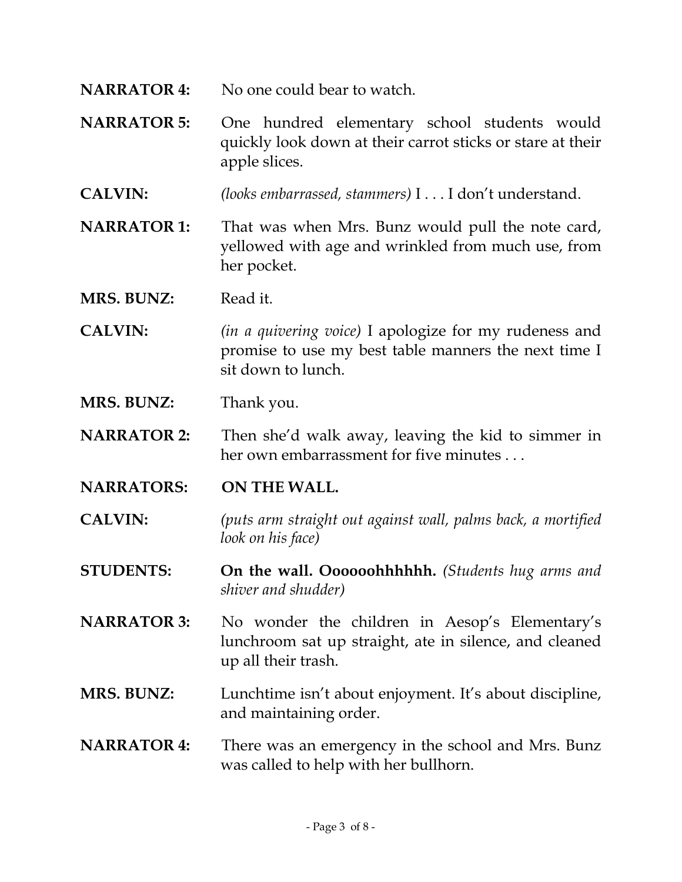**NARRATOR 4:** No one could bear to watch.

**NARRATOR 5:** One hundred elementary school students would quickly look down at their carrot sticks or stare at their apple slices.

**CALVIN:** *(looks embarrassed, stammers)* I . . . I don't understand.

**NARRATOR 1:** That was when Mrs. Bunz would pull the note card, yellowed with age and wrinkled from much use, from her pocket.

**MRS. BUNZ:** Read it.

**CALVIN:** *(in a quivering voice)* I apologize for my rudeness and promise to use my best table manners the next time I sit down to lunch.

**MRS. BUNZ:** Thank you.

**NARRATOR 2:** Then she'd walk away, leaving the kid to simmer in her own embarrassment for five minutes . . .

**NARRATORS:** **ON THE WALL.**

**CALVIN:** *(puts arm straight out against wall, palms back, a mortified look on his face)*

**STUDENTS:** **On the wall. Oooooohhhhhh.** *(Students hug arms and shiver and shudder)*

**NARRATOR 3:** No wonder the children in Aesop's Elementary's lunchroom sat up straight, ate in silence, and cleaned up all their trash.

**MRS. BUNZ:** Lunchtime isn't about enjoyment. It's about discipline, and maintaining order.

**NARRATOR 4:** There was an emergency in the school and Mrs. Bunz was called to help with her bullhorn.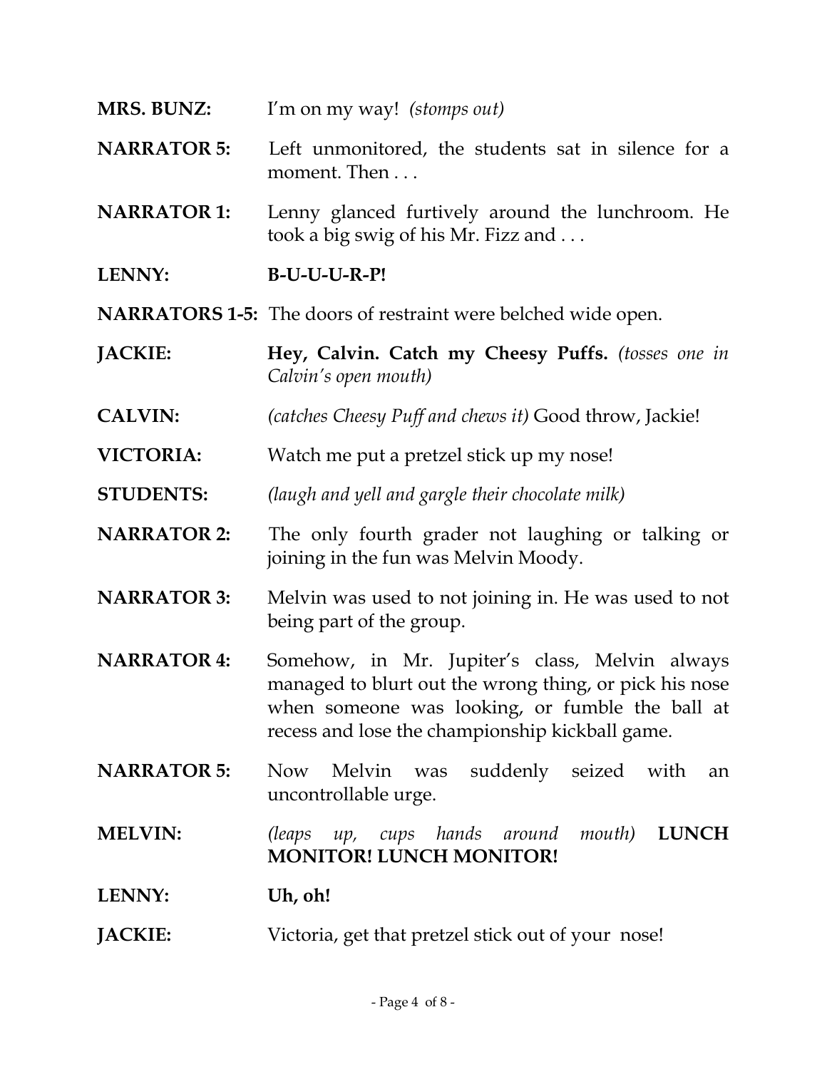**MRS. BUNZ:** I'm on my way! *(stomps out)*

**NARRATOR 5:** Left unmonitored, the students sat in silence for a moment. Then . . .

**NARRATOR 1:** Lenny glanced furtively around the lunchroom. He took a big swig of his Mr. Fizz and . . .

**LENNY:** **B-U-U-U-R-P!**

**NARRATORS 1-5:** The doors of restraint were belched wide open.

**JACKIE:** **Hey, Calvin. Catch my Cheesy Puffs.** *(tosses one in Calvin's open mouth)*

**CALVIN:** *(catches Cheesy Puff and chews it)* Good throw, Jackie!

**VICTORIA:** Watch me put a pretzel stick up my nose!

**STUDENTS:** *(laugh and yell and gargle their chocolate milk)*

**NARRATOR 2:** The only fourth grader not laughing or talking or joining in the fun was Melvin Moody.

**NARRATOR 3:** Melvin was used to not joining in. He was used to not being part of the group.

**NARRATOR 4:** Somehow, in Mr. Jupiter's class, Melvin always managed to blurt out the wrong thing, or pick his nose when someone was looking, or fumble the ball at recess and lose the championship kickball game.

**NARRATOR 5:** Now Melvin was suddenly seized with an uncontrollable urge.

**MELVIN:** *(leaps up, cups hands around mouth)* **LUNCH MONITOR! LUNCH MONITOR!**

**LENNY:** **Uh, oh!**

**JACKIE:** Victoria, get that pretzel stick out of your nose!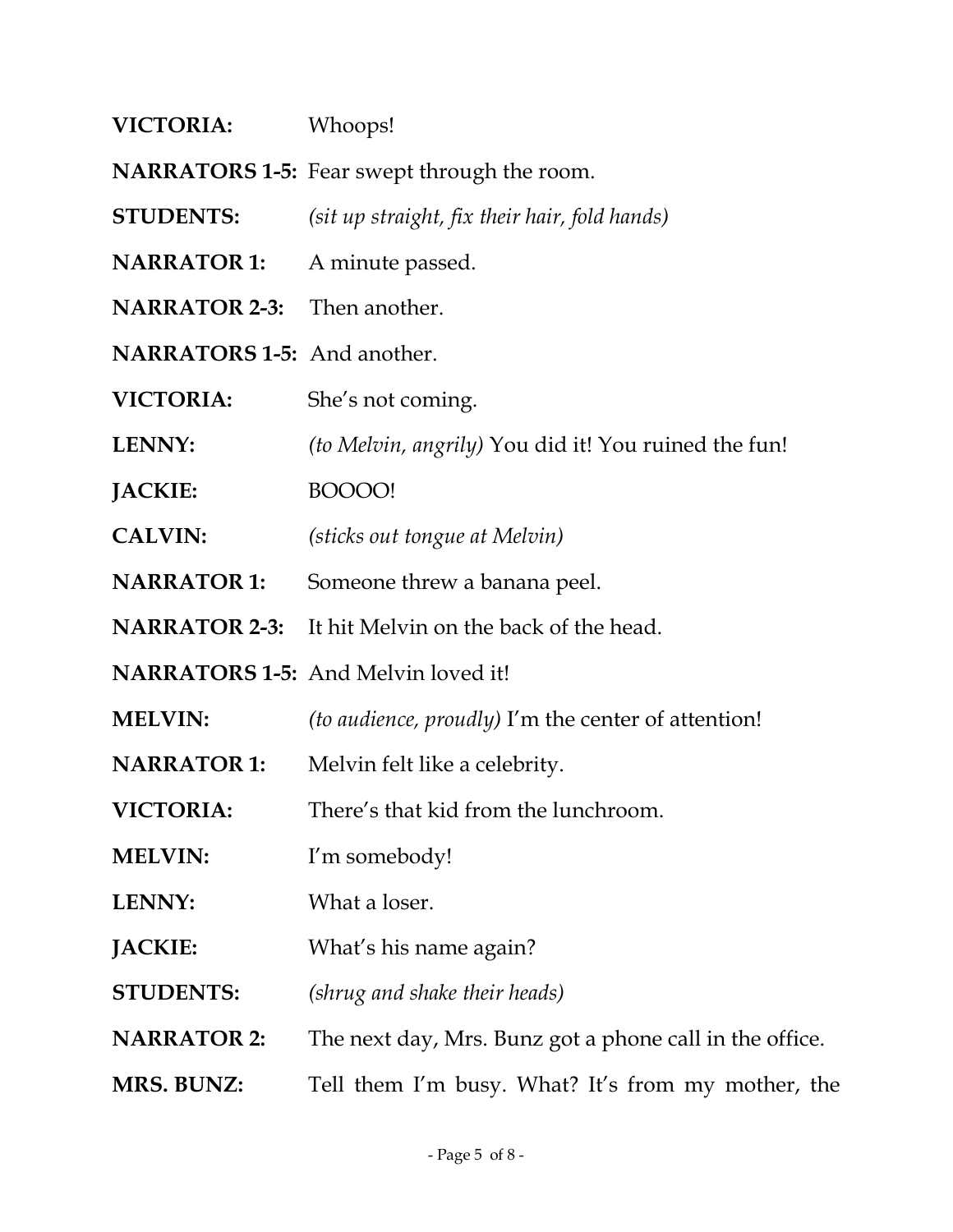**VICTORIA:** Whoops!

**NARRATORS 1-5:** Fear swept through the room.

**STUDENTS:** *(sit up straight, fix their hair, fold hands)*

**NARRATOR 1:** A minute passed.

**NARRATOR 2-3:** Then another.

**NARRATORS 1-5:** And another.

**VICTORIA:** She's not coming.

**LENNY:** *(to Melvin, angrily)* You did it! You ruined the fun!

**JACKIE:** BOOOO!

**CALVIN:** *(sticks out tongue at Melvin)*

**NARRATOR 1:** Someone threw a banana peel.

**NARRATOR 2-3:** It hit Melvin on the back of the head.

**NARRATORS 1-5:** And Melvin loved it!

**MELVIN:** *(to audience, proudly)* I'm the center of attention!

**NARRATOR 1:** Melvin felt like a celebrity.

**VICTORIA:** There's that kid from the lunchroom.

**MELVIN:** I'm somebody!

**LENNY:** What a loser.

**JACKIE:** What's his name again?

**STUDENTS:** *(shrug and shake their heads)*

**NARRATOR 2:** The next day, Mrs. Bunz got a phone call in the office.

**MRS. BUNZ:** Tell them I'm busy. What? It's from my mother, the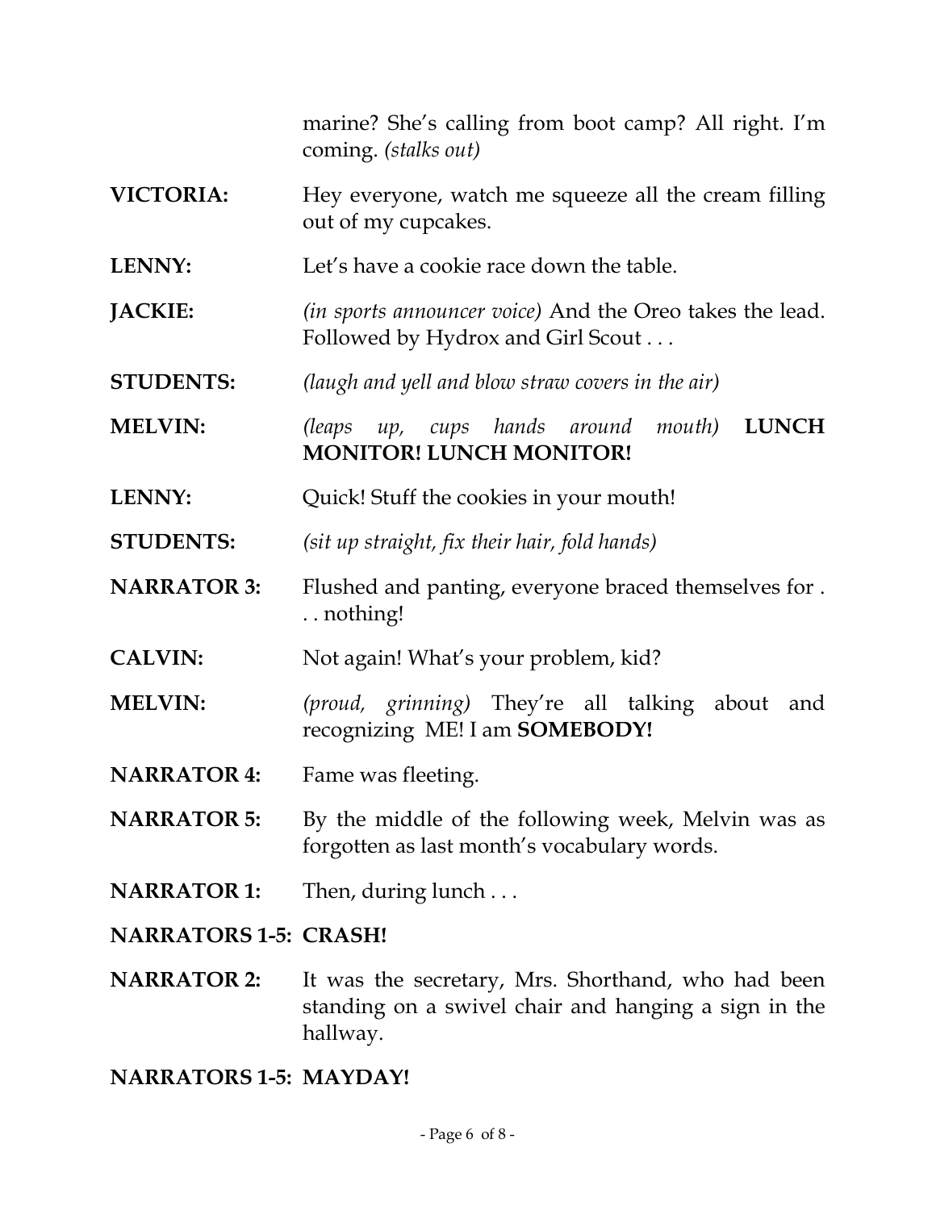marine? She's calling from boot camp? All right. I'm coming. *(stalks out)*

**VICTORIA:** Hey everyone, watch me squeeze all the cream filling out of my cupcakes.

**LENNY:** Let's have a cookie race down the table.

**JACKIE:** *(in sports announcer voice)* And the Oreo takes the lead. Followed by Hydrox and Girl Scout . . .

**STUDENTS:** *(laugh and yell and blow straw covers in the air)*

**MELVIN:** *(leaps up, cups hands around mouth)* **LUNCH MONITOR! LUNCH MONITOR!**

**LENNY:** Quick! Stuff the cookies in your mouth!

**STUDENTS:** *(sit up straight, fix their hair, fold hands)*

**NARRATOR 3:** Flushed and panting, everyone braced themselves for . . . nothing!

**CALVIN:** Not again! What's your problem, kid?

**MELVIN:** *(proud, grinning)* They're all talking about and recognizing ME! I am **SOMEBODY!**

**NARRATOR 4:** Fame was fleeting.

**NARRATOR 5:** By the middle of the following week, Melvin was as forgotten as last month's vocabulary words.

**NARRATOR 1:** Then, during lunch . . .

**NARRATORS 1-5: CRASH!**

**NARRATOR 2:** It was the secretary, Mrs. Shorthand, who had been standing on a swivel chair and hanging a sign in the hallway.

**NARRATORS 1-5: MAYDAY!**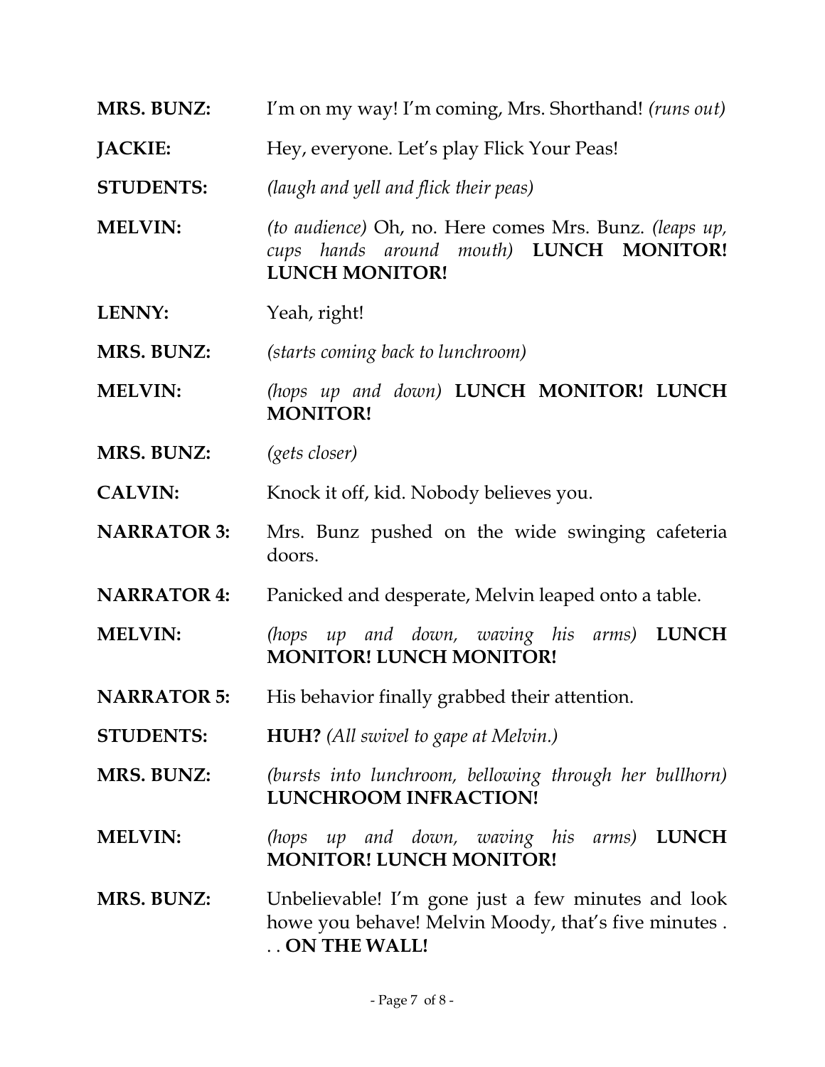**MRS. BUNZ:** I'm on my way! I'm coming, Mrs. Shorthand! *(runs out)*

**JACKIE:** Hey, everyone. Let's play Flick Your Peas!

**STUDENTS:** *(laugh and yell and flick their peas)*

**MELVIN:** *(to audience)* Oh, no. Here comes Mrs. Bunz. *(leaps up, cups hands around mouth)* **LUNCH MONITOR! LUNCH MONITOR!**

**LENNY:** Yeah, right!

**MRS. BUNZ:** *(starts coming back to lunchroom)*

**MELVIN:** *(hops up and down)* **LUNCH MONITOR! LUNCH MONITOR!**

**MRS. BUNZ:** *(gets closer)*

**CALVIN:** Knock it off, kid. Nobody believes you.

**NARRATOR 3:** Mrs. Bunz pushed on the wide swinging cafeteria doors.

**NARRATOR 4:** Panicked and desperate, Melvin leaped onto a table.

**MELVIN:** *(hops up and down, waving his arms)* **LUNCH MONITOR! LUNCH MONITOR!**

**NARRATOR 5:** His behavior finally grabbed their attention.

**STUDENTS:** **HUH?** *(All swivel to gape at Melvin.)*

**MRS. BUNZ:** *(bursts into lunchroom, bellowing through her bullhorn)* **LUNCHROOM INFRACTION!**

**MELVIN:** *(hops up and down, waving his arms)* **LUNCH MONITOR! LUNCH MONITOR!**

**MRS. BUNZ:** Unbelievable! I'm gone just a few minutes and look howe you behave! Melvin Moody, that's five minutes . . . **ON THE WALL!**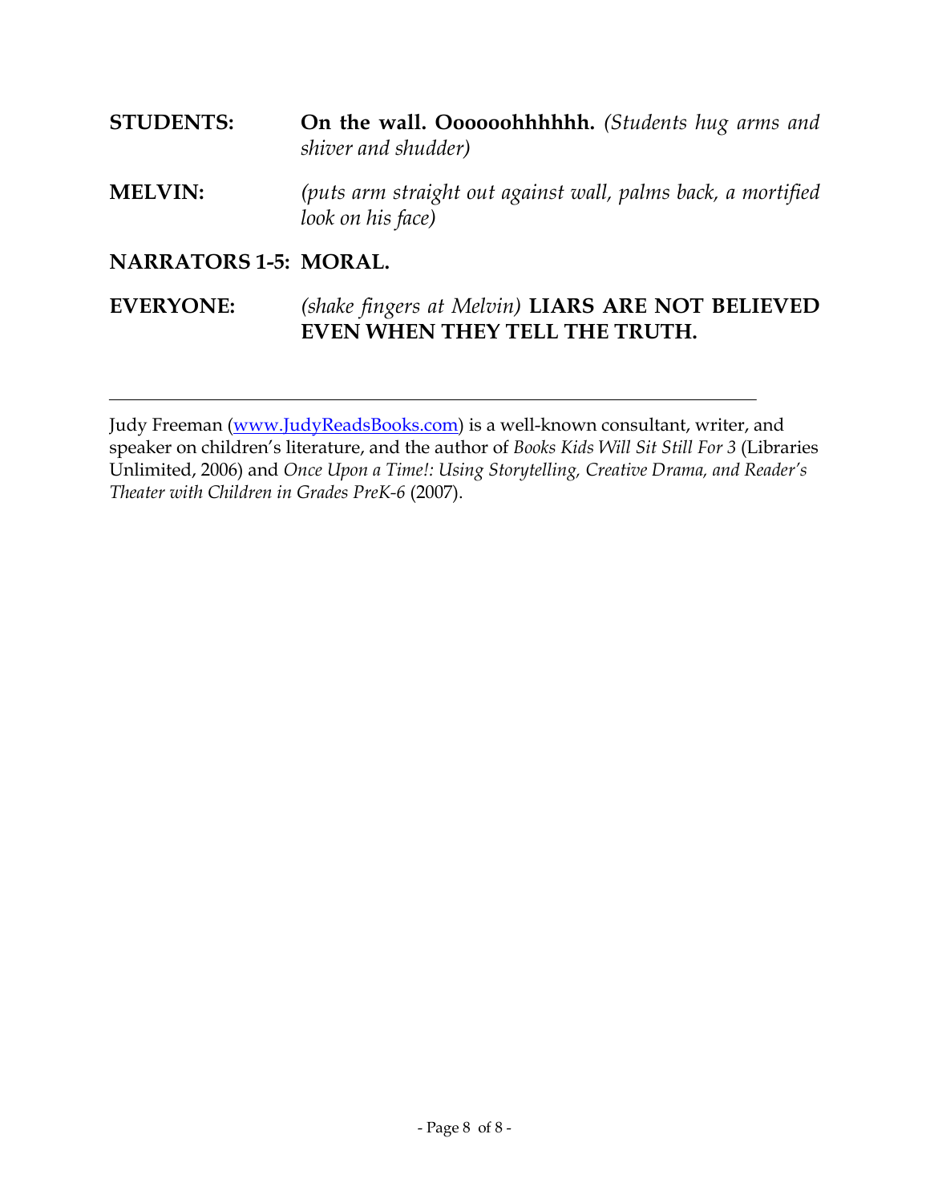**STUDENTS:** **On the wall. Oooooohhhhhh.** *(Students hug arms and shiver and shudder)*

**MELVIN:** *(puts arm straight out against wall, palms back, a mortified look on his face)*

**NARRATORS 1-5: MORAL.**

**EVERYONE:** *(shake fingers at Melvin)* **LIARS ARE NOT BELIEVED EVEN WHEN THEY TELL THE TRUTH.**

---

Judy Freeman (www.JudyReadsBooks.com) is a well-known consultant, writer, and speaker on children's literature, and the author of *Books Kids Will Sit Still For 3* (Libraries Unlimited, 2006) and *Once Upon a Time!: Using Storytelling, Creative Drama, and Reader's Theater with Children in Grades PreK-6* (2007).